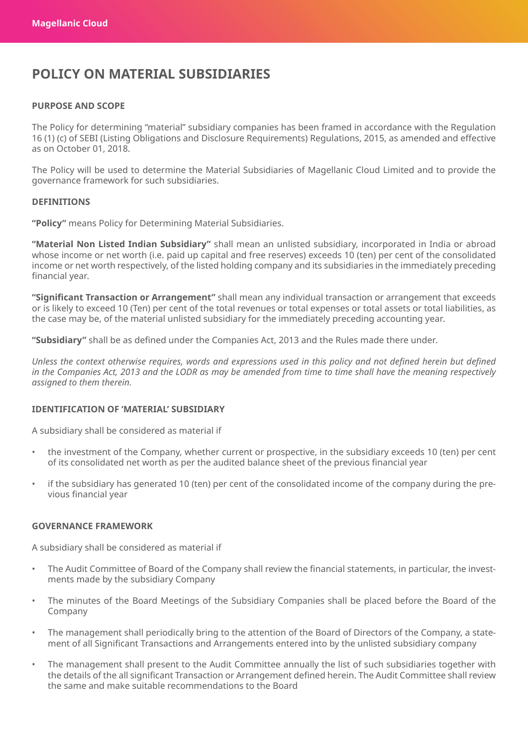# POLICY ON MATERIAL SUBSIDIARIES

**PURPOSE AND SCOPE**

The Policy for determining "material" subsidiary companies has been framed in accordance with the Regulation 16 (1) (c) of SEBI (Listing Obligations and Disclosure Requirements) Regulations, 2015, as amended and effective as on October 01, 2018.

The Policy will be used to determine the Material Subsidiaries of Magellanic Cloud Limited and to provide the governance framework for such subsidiaries.

**DEFINITIONS**

**"Policy"** means Policy for Determining Material Subsidiaries.

**"Material Non Listed Indian Subsidiary"** shall mean an unlisted subsidiary, incorporated in India or abroad whose income or net worth (i.e. paid up capital and free reserves) exceeds 10 (ten) per cent of the consolidated income or net worth respectively, of the listed holding company and its subsidiaries in the immediately preceding financial year.

**"Significant Transaction or Arrangement"** shall mean any individual transaction or arrangement that exceeds or is likely to exceed 10 (Ten) per cent of the total revenues or total expenses or total assets or total liabilities, as the case may be, of the material unlisted subsidiary for the immediately preceding accounting year.

**"Subsidiary"** shall be as defined under the Companies Act, 2013 and the Rules made there under.

*Unless the context otherwise requires, words and expressions used in this policy and not defined herein but defined in the Companies Act, 2013 and the LODR as may be amended from time to time shall have the meaning respectively assigned to them therein.*

**IDENTIFICATION OF 'MATERIAL' SUBSIDIARY**

A subsidiary shall be considered as material if

- the investment of the Company, whether current or prospective, in the subsidiary exceeds 10 (ten) per cent of its consolidated net worth as per the audited balance sheet of the previous financial year
- if the subsidiary has generated 10 (ten) per cent of the consolidated income of the company during the previous financial year

**GOVERNANCE FRAMEWORK**

A subsidiary shall be considered as material if

- The Audit Committee of Board of the Company shall review the financial statements, in particular, the investments made by the subsidiary Company
- The minutes of the Board Meetings of the Subsidiary Companies shall be placed before the Board of the Company
- The management shall periodically bring to the attention of the Board of Directors of the Company, a statement of all Significant Transactions and Arrangements entered into by the unlisted subsidiary company
- The management shall present to the Audit Committee annually the list of such subsidiaries together with the details of the all significant Transaction or Arrangement defined herein. The Audit Committee shall review the same and make suitable recommendations to the Board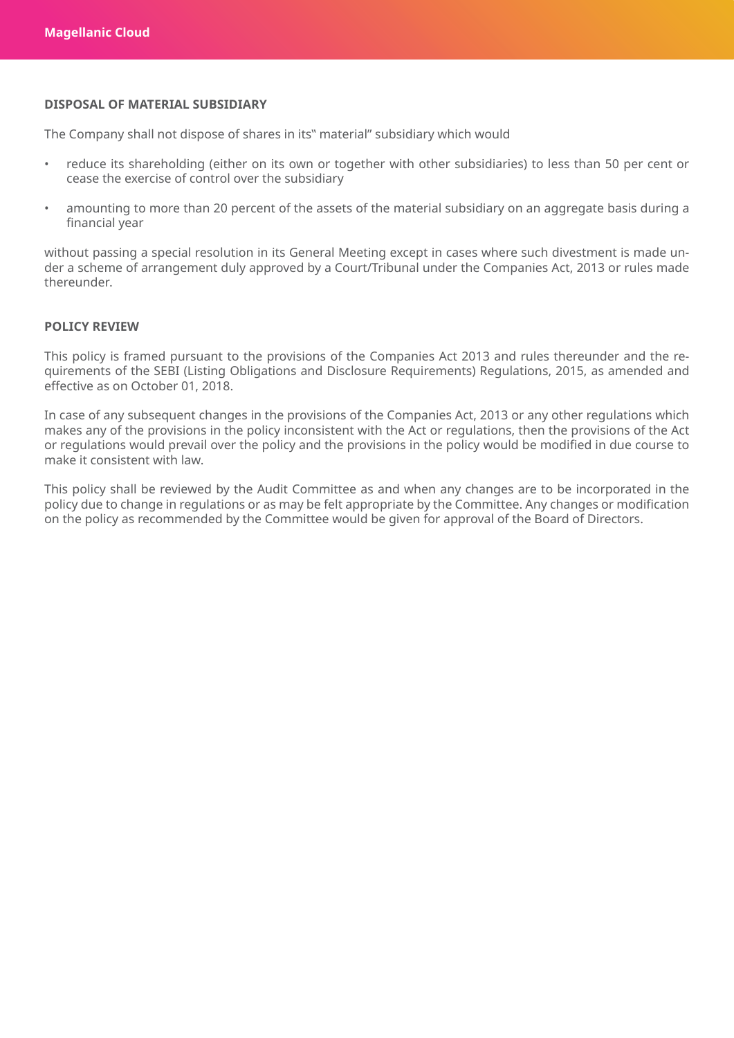## DISPOSAL OF MATERIAL SUBSIDIARY

The Company shall not dispose of shares in its�much material" subsidiary which would

- reduce its shareholding (either on its own or together with other subsidiaries) to less than 50 per cent or cease the exercise of control over the subsidiary
- amounting to more than 20 percent of the assets of the material subsidiary on an aggregate basis during a financial year

without passing a special resolution in its General Meeting except in cases where such divestment is made under a scheme of arrangement duly approved by a Court/Tribunal under the Companies Act, 2013 or rules made thereunder.

## POLICY REVIEW

This policy is framed pursuant to the provisions of the Companies Act 2013 and rules thereunder and the requirements of the SEBI (Listing Obligations and Disclosure Requirements) Regulations, 2015, as amended and effective as on October 01, 2018.

In case of any subsequent changes in the provisions of the Companies Act, 2013 or any other regulations which makes any of the provisions in the policy inconsistent with the Act or regulations, then the provisions of the Act or regulations would prevail over the policy and the provisions in the policy would be modified in due course to make it consistent with law.

This policy shall be reviewed by the Audit Committee as and when any changes are to be incorporated in the policy due to change in regulations or as may be felt appropriate by the Committee. Any changes or modification on the policy as recommended by the Committee would be given for approval of the Board of Directors.